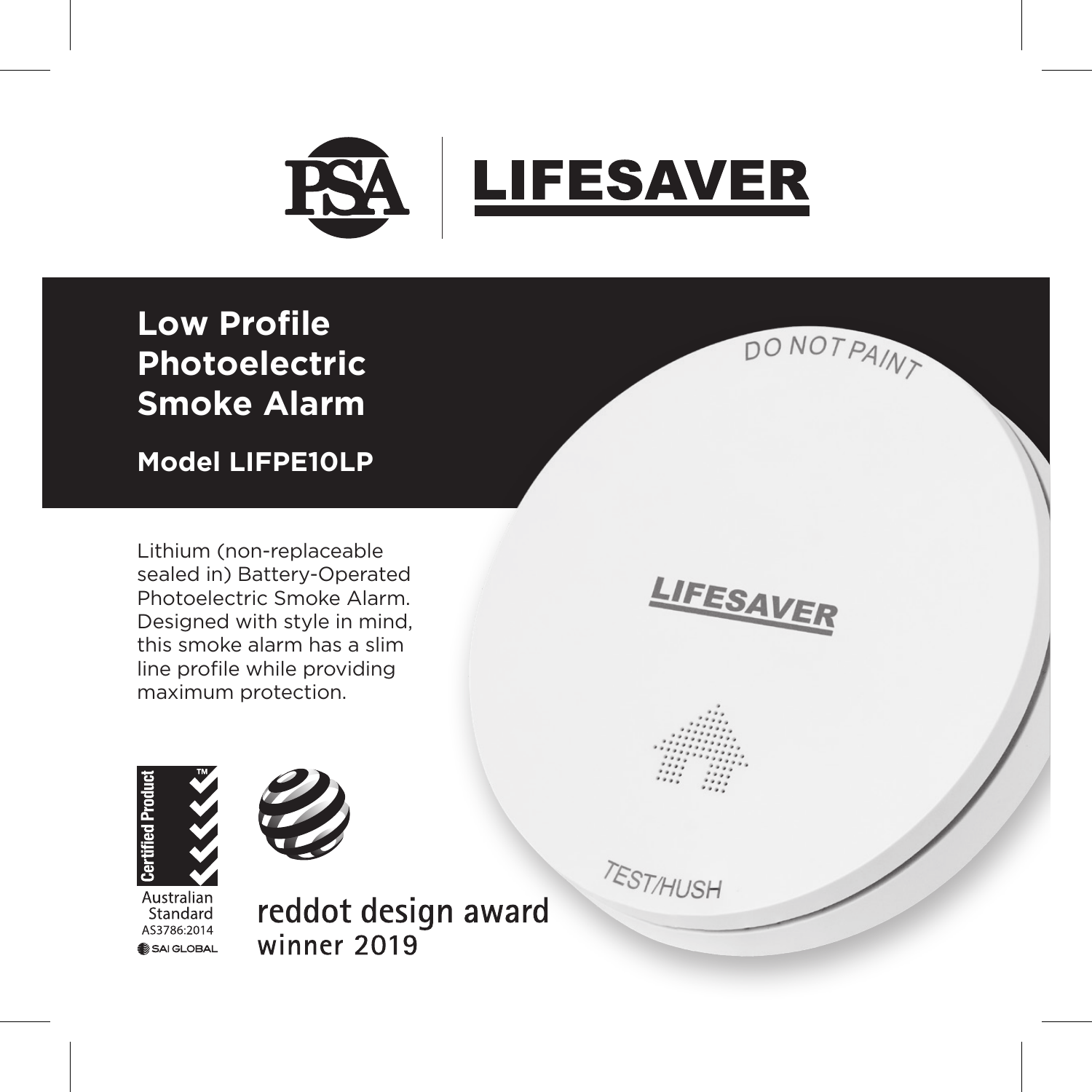PSA | LIFESAVER

# Low Profile Photoelectric Smoke Alarm

## Model LIFPE10LP

Lithium (non-replaceable sealed in) Battery-Operated Photoelectric Smoke Alarm. Designed with style in mind, this smoke alarm has a slim line profile while providing maximum protection.

DO NOT PAINT

LIFESAVER

TEST/HUSH

Certified Product™

Australian Standard AS3786:2014

SAI GLOBAL

reddot design award winner 2019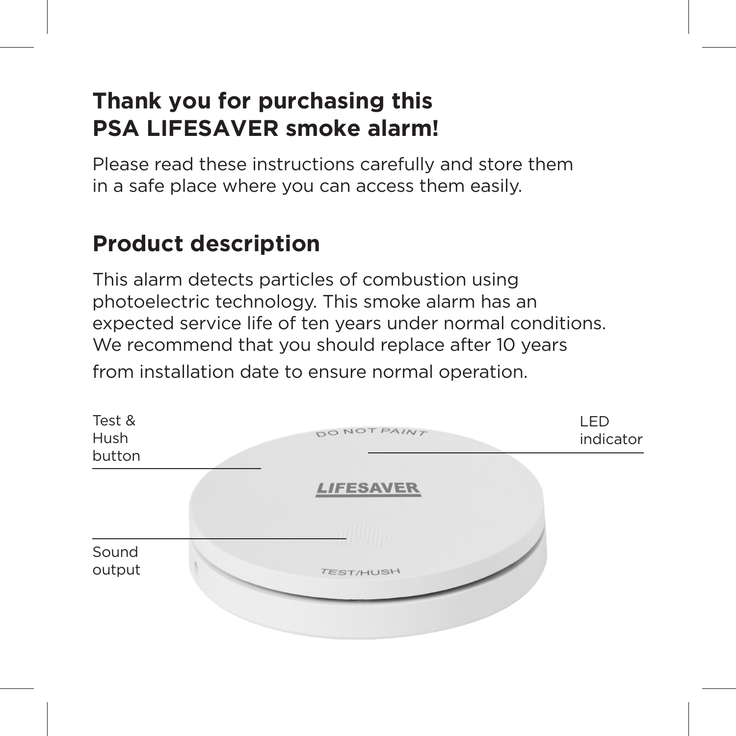## Thank you for purchasing this PSA LIFESAVER smoke alarm!

Please read these instructions carefully and store them in a safe place where you can access them easily.

## Product description

This alarm detects particles of combustion using photoelectric technology. This smoke alarm has an expected service life of ten years under normal conditions. We recommend that you should replace after 10 years from installation date to ensure normal operation.

Test & Hush button

LED indicator

Sound output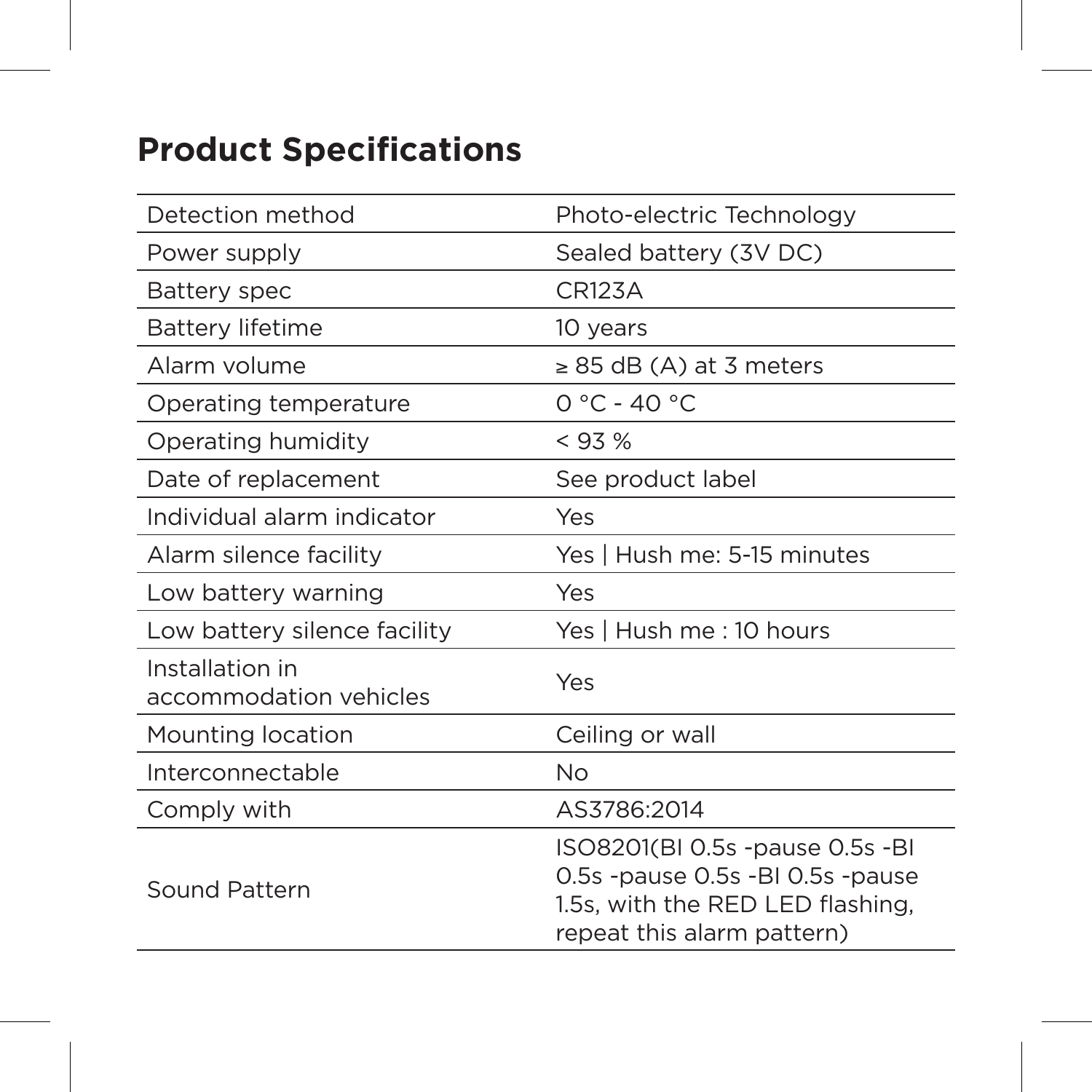## Product Specifications

| Detection method | Photo-electric Technology |
|---|---|
| Power supply | Sealed battery (3V DC) |
| Battery spec | CR123A |
| Battery lifetime | 10 years |
| Alarm volume | ≥ 85 dB (A) at 3 meters |
| Operating temperature | 0 °C - 40 °C |
| Operating humidity | < 93 % |
| Date of replacement | See product label |
| Individual alarm indicator | Yes |
| Alarm silence facility | Yes \| Hush me: 5-15 minutes |
| Low battery warning | Yes |
| Low battery silence facility | Yes \| Hush me : 10 hours |
| Installation in accommodation vehicles | Yes |
| Mounting location | Ceiling or wall |
| Interconnectable | No |
| Comply with | AS3786:2014 |
| Sound Pattern | ISO8201(BI 0.5s -pause 0.5s -BI 0.5s -pause 0.5s -BI 0.5s -pause 1.5s, with the RED LED flashing, repeat this alarm pattern) |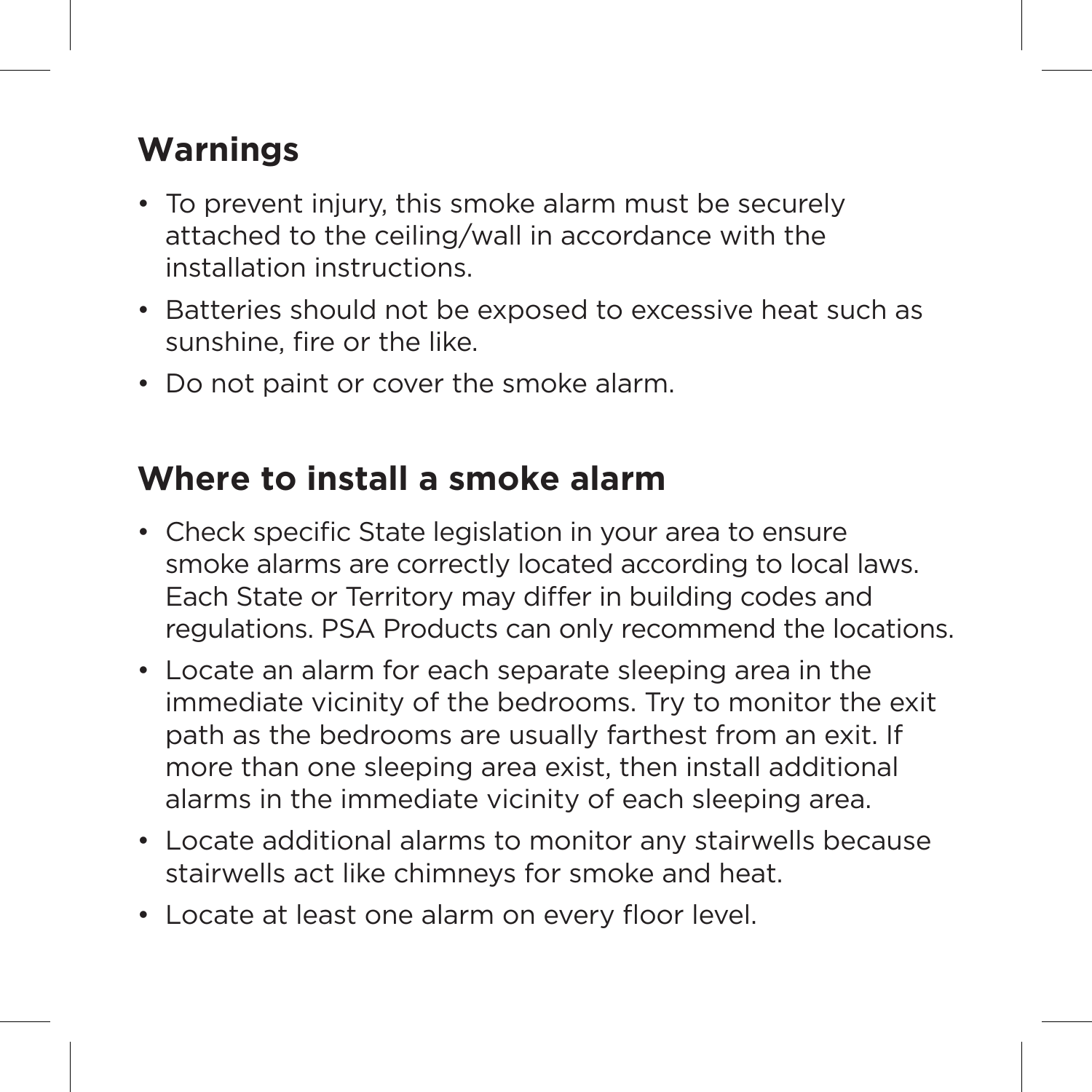## Warnings

- To prevent injury, this smoke alarm must be securely attached to the ceiling/wall in accordance with the installation instructions.
- Batteries should not be exposed to excessive heat such as sunshine, fire or the like.
- Do not paint or cover the smoke alarm.

## Where to install a smoke alarm

- Check specific State legislation in your area to ensure smoke alarms are correctly located according to local laws. Each State or Territory may differ in building codes and regulations. PSA Products can only recommend the locations.
- Locate an alarm for each separate sleeping area in the immediate vicinity of the bedrooms. Try to monitor the exit path as the bedrooms are usually farthest from an exit. If more than one sleeping area exist, then install additional alarms in the immediate vicinity of each sleeping area.
- Locate additional alarms to monitor any stairwells because stairwells act like chimneys for smoke and heat.
- Locate at least one alarm on every floor level.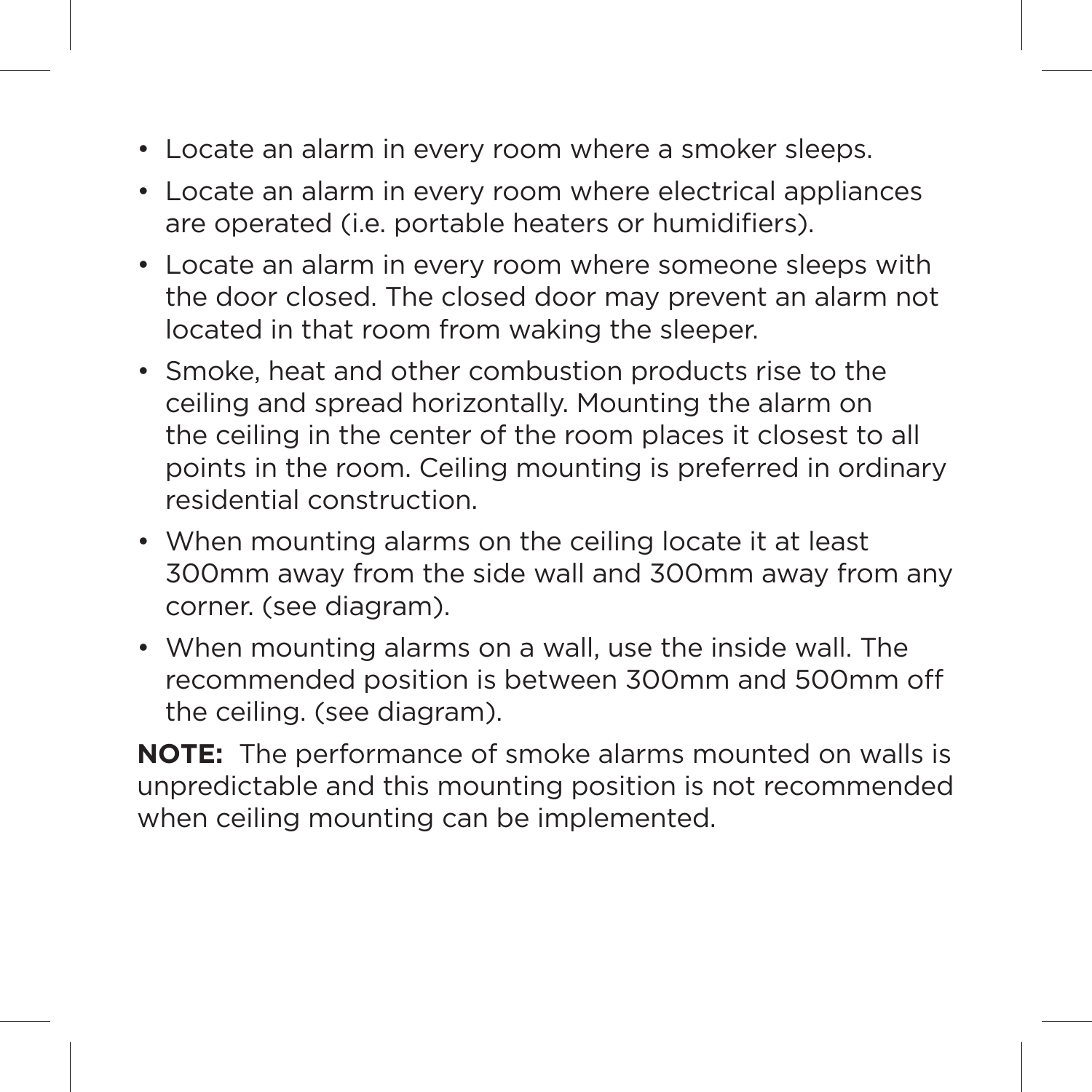- Locate an alarm in every room where a smoker sleeps.
- Locate an alarm in every room where electrical appliances are operated (i.e. portable heaters or humidifiers).
- Locate an alarm in every room where someone sleeps with the door closed. The closed door may prevent an alarm not located in that room from waking the sleeper.
- Smoke, heat and other combustion products rise to the ceiling and spread horizontally. Mounting the alarm on the ceiling in the center of the room places it closest to all points in the room. Ceiling mounting is preferred in ordinary residential construction.
- When mounting alarms on the ceiling locate it at least 300mm away from the side wall and 300mm away from any corner. (see diagram).
- When mounting alarms on a wall, use the inside wall. The recommended position is between 300mm and 500mm off the ceiling. (see diagram).

**NOTE:** The performance of smoke alarms mounted on walls is unpredictable and this mounting position is not recommended when ceiling mounting can be implemented.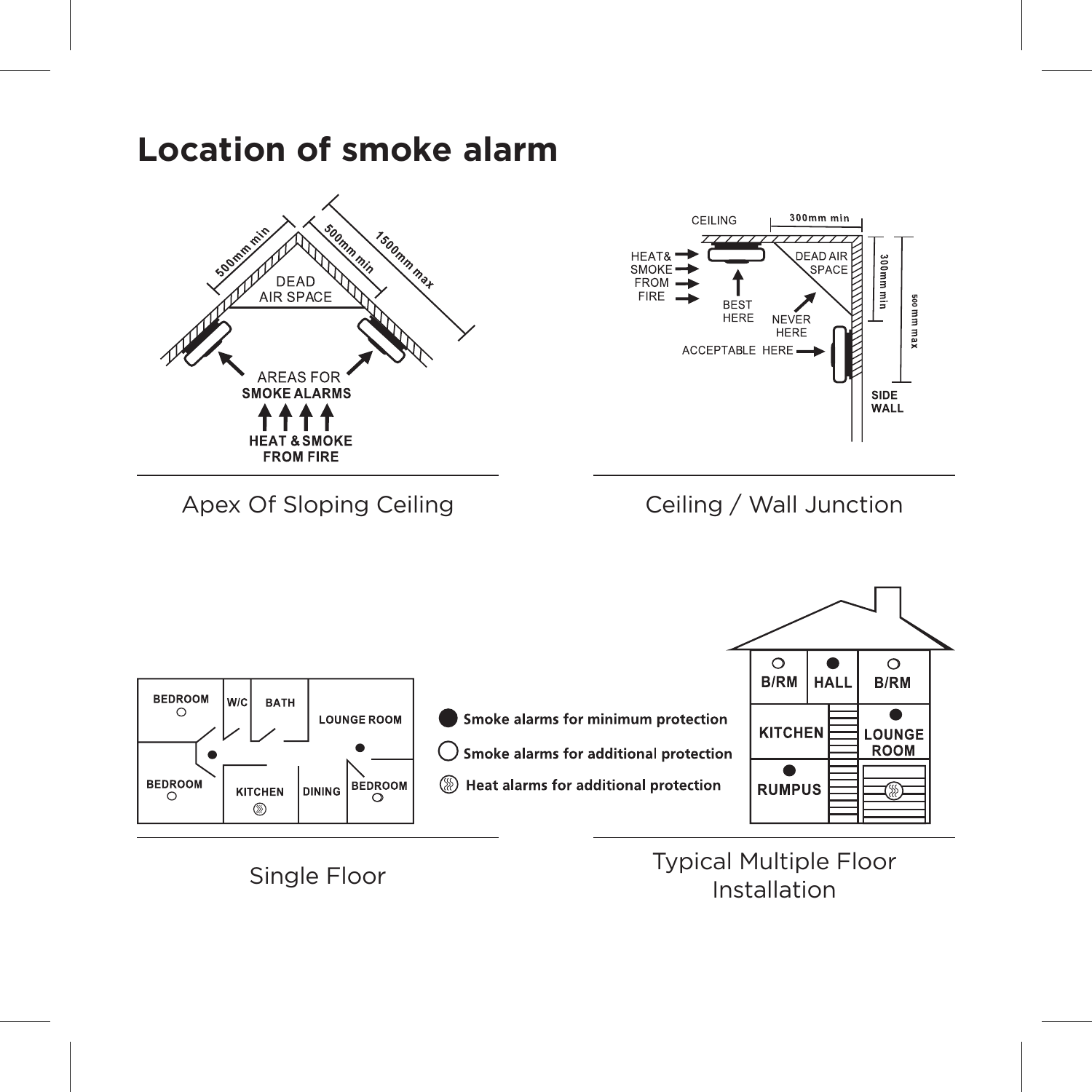# Location of smoke alarm

500mm min

500mm min

1500mm max

DEAD AIR SPACE

AREAS FOR **SMOKE ALARMS**

**HEAT & SMOKE FROM FIRE**

Apex Of Sloping Ceiling

CEILING

300mm min

HEAT& SMOKE FROM FIRE

DEAD AIR SPACE

BEST HERE

NEVER HERE

ACCEPTABLE HERE

300mm min

500 mm max

**SIDE WALL**

Ceiling / Wall Junction

**BEDROOM** **W/C** **BATH** **LOUNGE ROOM** **BEDROOM** **KITCHEN** **DINING** **BEDROOM**

Single Floor

**Smoke alarms for minimum protection** (●)

**Smoke alarms for additional protection** (○)

**Heat alarms for additional protection**

**B/RM** **HALL** **B/RM** **KITCHEN** **LOUNGE ROOM** **RUMPUS**

Typical Multiple Floor Installation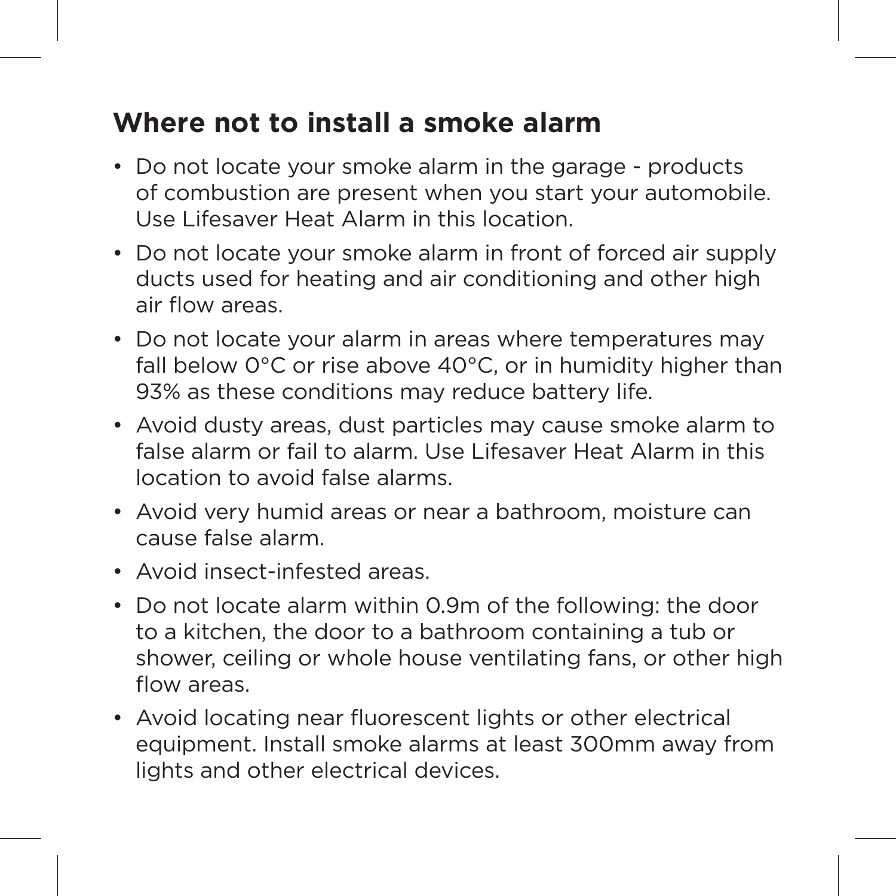## Where not to install a smoke alarm

- Do not locate your smoke alarm in the garage - products of combustion are present when you start your automobile. Use Lifesaver Heat Alarm in this location.
- Do not locate your smoke alarm in front of forced air supply ducts used for heating and air conditioning and other high air flow areas.
- Do not locate your alarm in areas where temperatures may fall below 0°C or rise above 40°C, or in humidity higher than 93% as these conditions may reduce battery life.
- Avoid dusty areas, dust particles may cause smoke alarm to false alarm or fail to alarm. Use Lifesaver Heat Alarm in this location to avoid false alarms.
- Avoid very humid areas or near a bathroom, moisture can cause false alarm.
- Avoid insect-infested areas.
- Do not locate alarm within 0.9m of the following: the door to a kitchen, the door to a bathroom containing a tub or shower, ceiling or whole house ventilating fans, or other high flow areas.
- Avoid locating near fluorescent lights or other electrical equipment. Install smoke alarms at least 300mm away from lights and other electrical devices.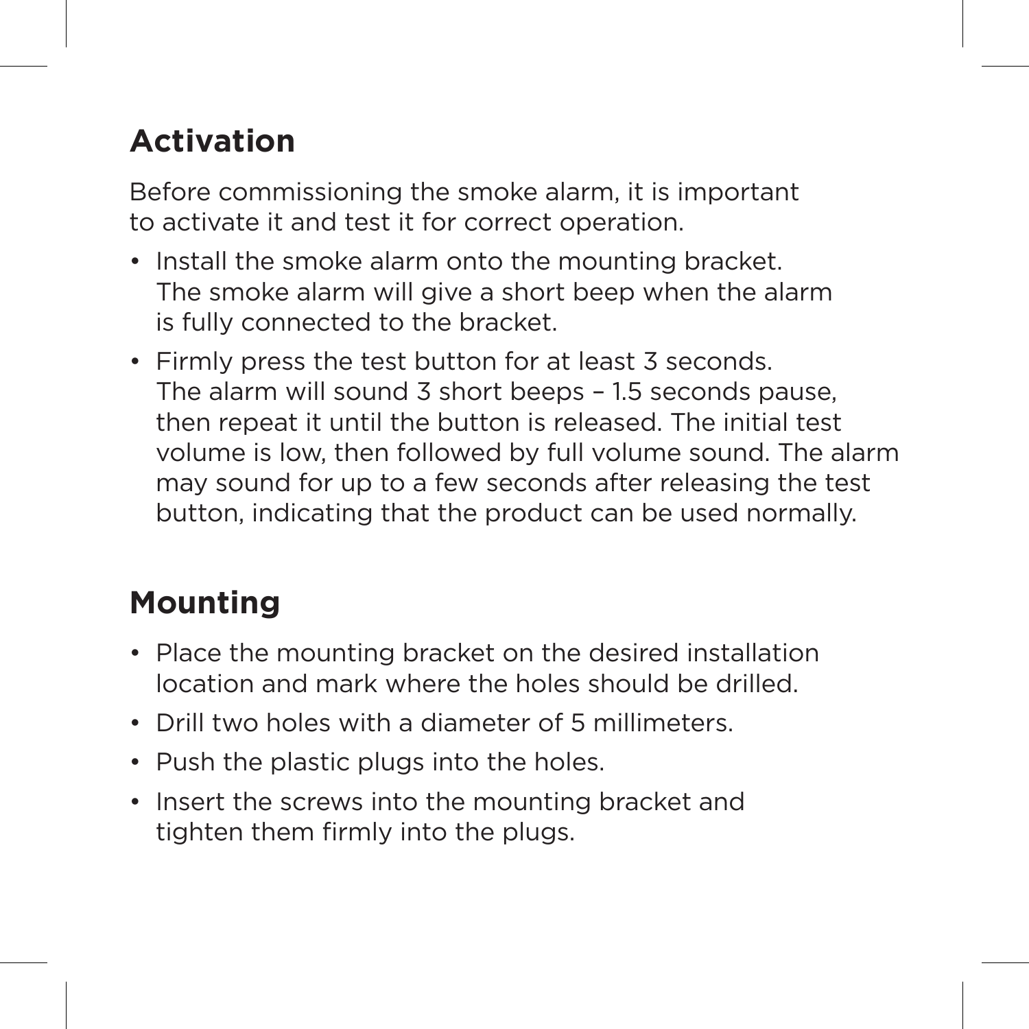## Activation

Before commissioning the smoke alarm, it is important to activate it and test it for correct operation.

- Install the smoke alarm onto the mounting bracket. The smoke alarm will give a short beep when the alarm is fully connected to the bracket.
- Firmly press the test button for at least 3 seconds. The alarm will sound 3 short beeps – 1.5 seconds pause, then repeat it until the button is released. The initial test volume is low, then followed by full volume sound. The alarm may sound for up to a few seconds after releasing the test button, indicating that the product can be used normally.

## Mounting

- Place the mounting bracket on the desired installation location and mark where the holes should be drilled.
- Drill two holes with a diameter of 5 millimeters.
- Push the plastic plugs into the holes.
- Insert the screws into the mounting bracket and tighten them firmly into the plugs.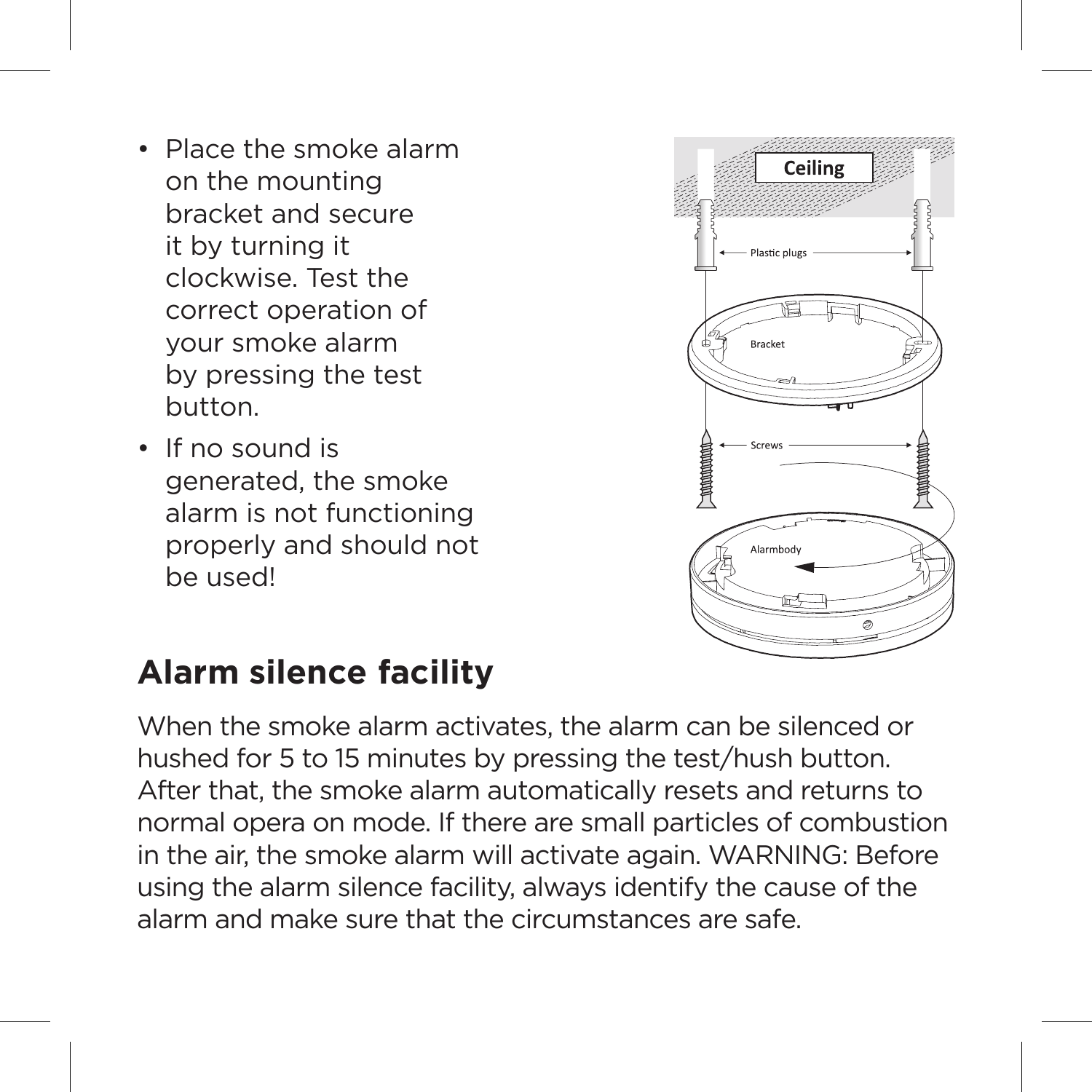- Place the smoke alarm on the mounting bracket and secure it by turning it clockwise. Test the correct operation of your smoke alarm by pressing the test button.
- If no sound is generated, the smoke alarm is not functioning properly and should not be used!

## Alarm silence facility

When the smoke alarm activates, the alarm can be silenced or hushed for 5 to 15 minutes by pressing the test/hush button. After that, the smoke alarm automatically resets and returns to normal opera on mode. If there are small particles of combustion in the air, the smoke alarm will activate again. WARNING: Before using the alarm silence facility, always identify the cause of the alarm and make sure that the circumstances are safe.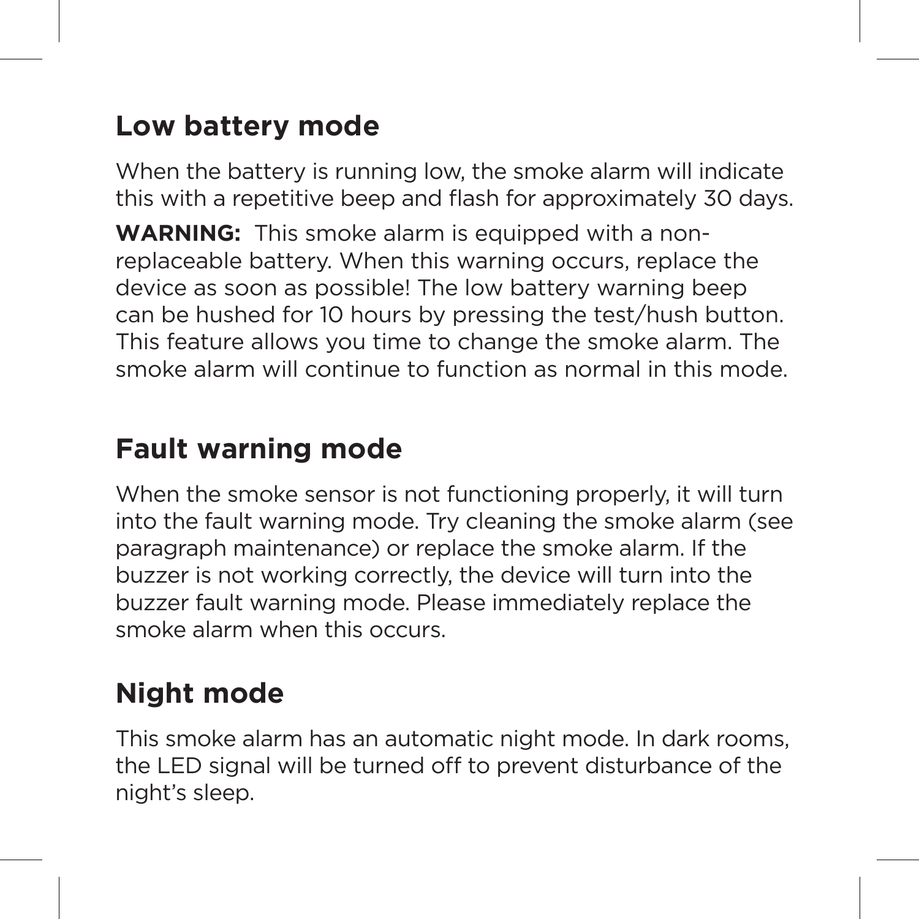## Low battery mode

When the battery is running low, the smoke alarm will indicate this with a repetitive beep and flash for approximately 30 days.

**WARNING:** This smoke alarm is equipped with a non-replaceable battery. When this warning occurs, replace the device as soon as possible! The low battery warning beep can be hushed for 10 hours by pressing the test/hush button. This feature allows you time to change the smoke alarm. The smoke alarm will continue to function as normal in this mode.

## Fault warning mode

When the smoke sensor is not functioning properly, it will turn into the fault warning mode. Try cleaning the smoke alarm (see paragraph maintenance) or replace the smoke alarm. If the buzzer is not working correctly, the device will turn into the buzzer fault warning mode. Please immediately replace the smoke alarm when this occurs.

## Night mode

This smoke alarm has an automatic night mode. In dark rooms, the LED signal will be turned off to prevent disturbance of the night's sleep.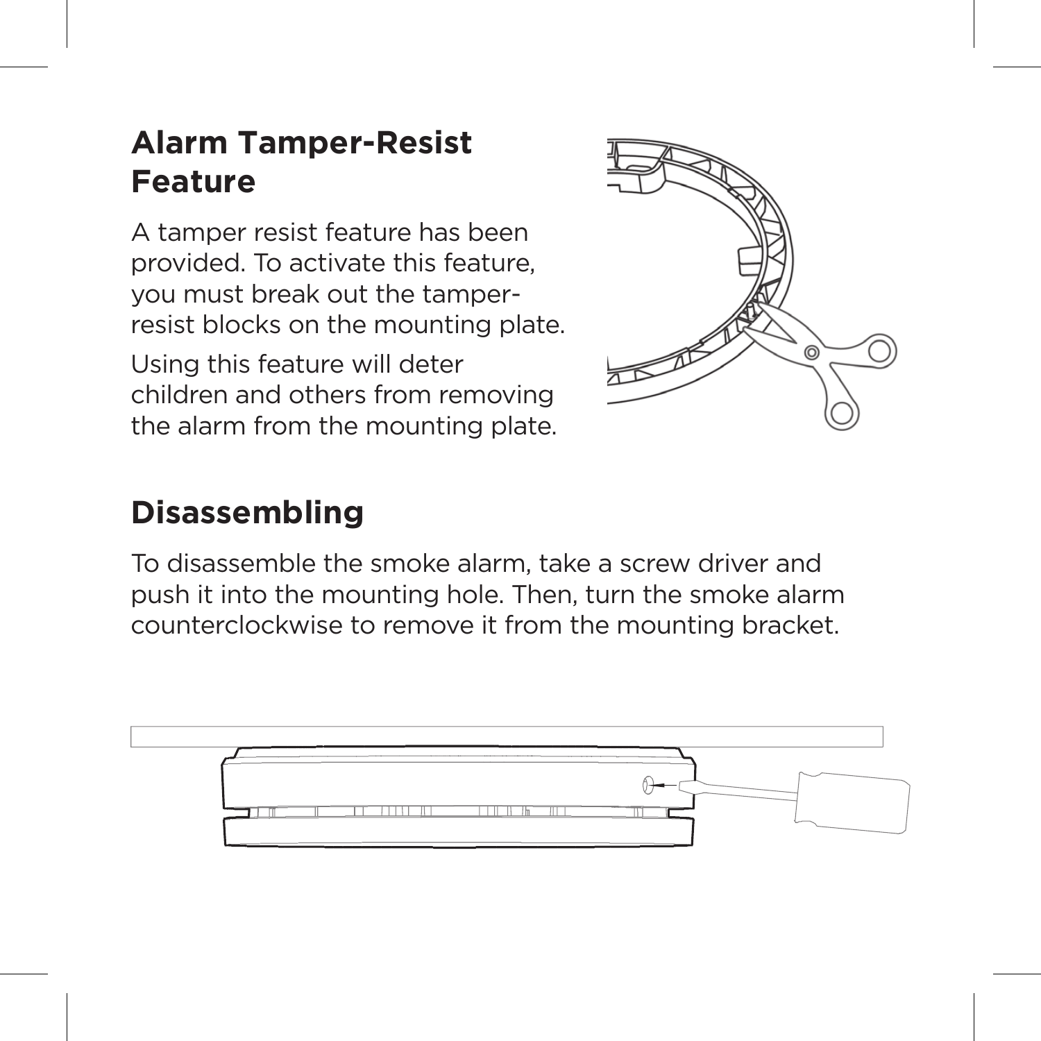## Alarm Tamper-Resist Feature

A tamper resist feature has been provided. To activate this feature, you must break out the tamper-resist blocks on the mounting plate.

Using this feature will deter children and others from removing the alarm from the mounting plate.

## Disassembling

To disassemble the smoke alarm, take a screw driver and push it into the mounting hole. Then, turn the smoke alarm counterclockwise to remove it from the mounting bracket.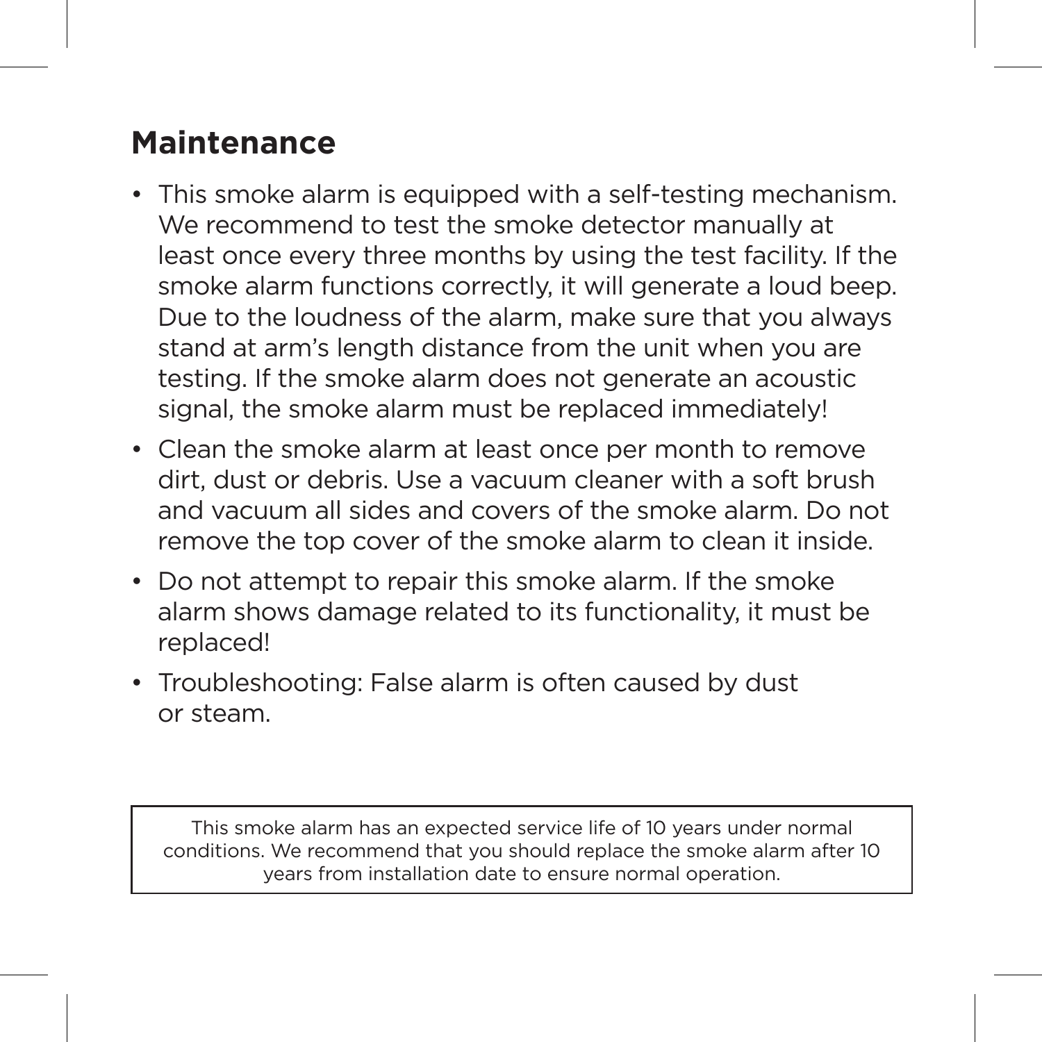## Maintenance

- This smoke alarm is equipped with a self-testing mechanism. We recommend to test the smoke detector manually at least once every three months by using the test facility. If the smoke alarm functions correctly, it will generate a loud beep. Due to the loudness of the alarm, make sure that you always stand at arm's length distance from the unit when you are testing. If the smoke alarm does not generate an acoustic signal, the smoke alarm must be replaced immediately!
- Clean the smoke alarm at least once per month to remove dirt, dust or debris. Use a vacuum cleaner with a soft brush and vacuum all sides and covers of the smoke alarm. Do not remove the top cover of the smoke alarm to clean it inside.
- Do not attempt to repair this smoke alarm. If the smoke alarm shows damage related to its functionality, it must be replaced!
- Troubleshooting: False alarm is often caused by dust or steam.

This smoke alarm has an expected service life of 10 years under normal conditions. We recommend that you should replace the smoke alarm after 10 years from installation date to ensure normal operation.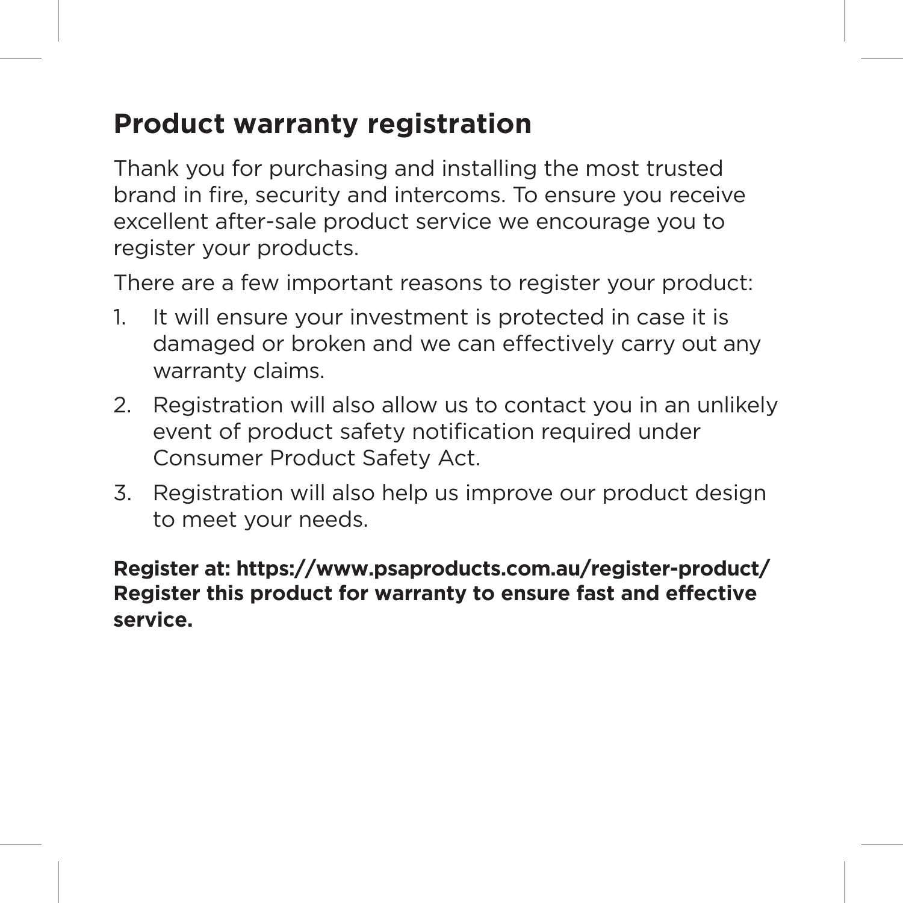## Product warranty registration

Thank you for purchasing and installing the most trusted brand in fire, security and intercoms. To ensure you receive excellent after-sale product service we encourage you to register your products.

There are a few important reasons to register your product:

1. It will ensure your investment is protected in case it is damaged or broken and we can effectively carry out any warranty claims.
2. Registration will also allow us to contact you in an unlikely event of product safety notification required under Consumer Product Safety Act.
3. Registration will also help us improve our product design to meet your needs.

**Register at: https://www.psaproducts.com.au/register-product/**
**Register this product for warranty to ensure fast and effective service.**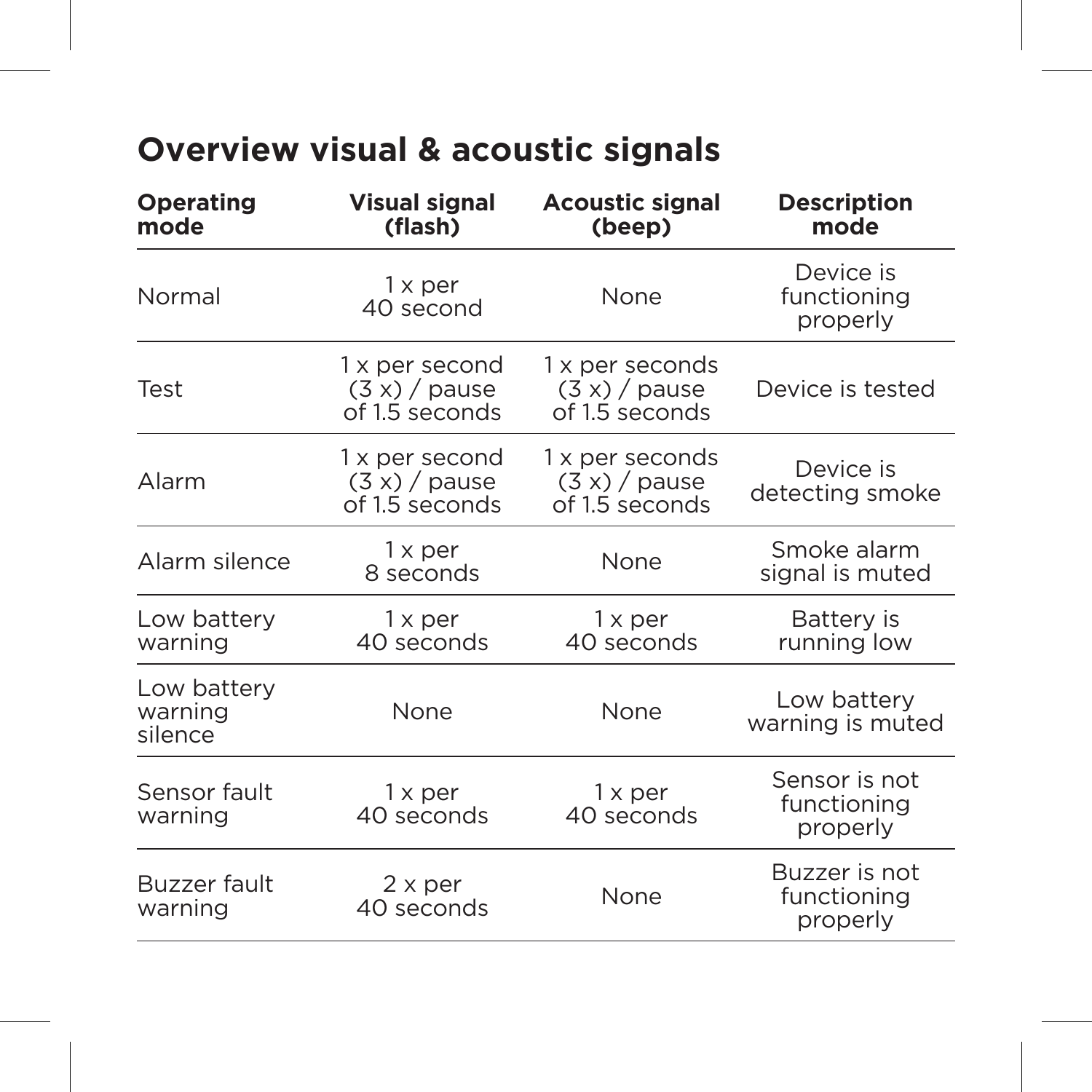## Overview visual & acoustic signals

| Operating mode | Visual signal (flash) | Acoustic signal (beep) | Description mode |
|---|---|---|---|
| Normal | 1 x per 40 second | None | Device is functioning properly |
| Test | 1 x per second (3 x) / pause of 1.5 seconds | 1 x per seconds (3 x) / pause of 1.5 seconds | Device is tested |
| Alarm | 1 x per second (3 x) / pause of 1.5 seconds | 1 x per seconds (3 x) / pause of 1.5 seconds | Device is detecting smoke |
| Alarm silence | 1 x per 8 seconds | None | Smoke alarm signal is muted |
| Low battery warning | 1 x per 40 seconds | 1 x per 40 seconds | Battery is running low |
| Low battery warning silence | None | None | Low battery warning is muted |
| Sensor fault warning | 1 x per 40 seconds | 1 x per 40 seconds | Sensor is not functioning properly |
| Buzzer fault warning | 2 x per 40 seconds | None | Buzzer is not functioning properly |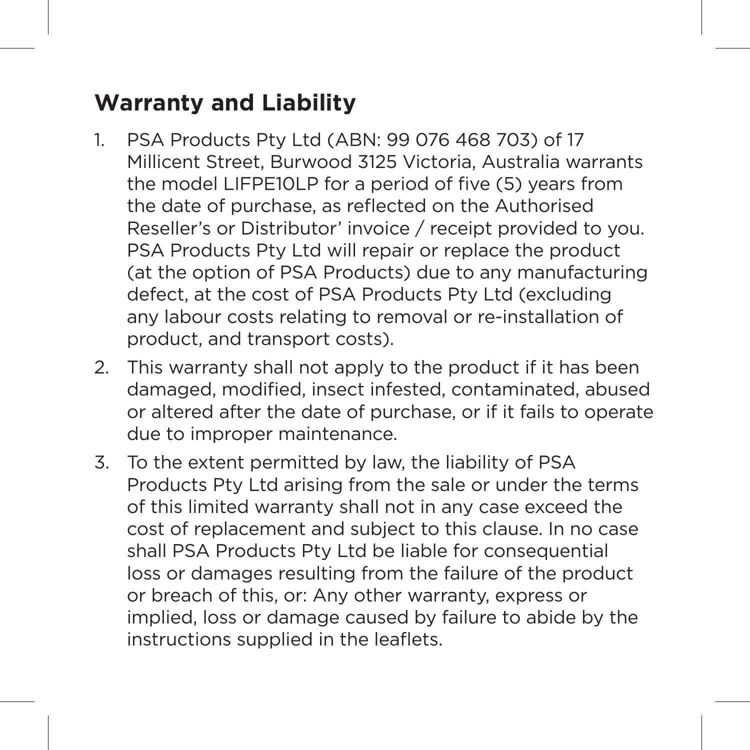## Warranty and Liability

1. PSA Products Pty Ltd (ABN: 99 076 468 703) of 17 Millicent Street, Burwood 3125 Victoria, Australia warrants the model LIFPE10LP for a period of five (5) years from the date of purchase, as reflected on the Authorised Reseller's or Distributor' invoice / receipt provided to you. PSA Products Pty Ltd will repair or replace the product (at the option of PSA Products) due to any manufacturing defect, at the cost of PSA Products Pty Ltd (excluding any labour costs relating to removal or re-installation of product, and transport costs).
2. This warranty shall not apply to the product if it has been damaged, modified, insect infested, contaminated, abused or altered after the date of purchase, or if it fails to operate due to improper maintenance.
3. To the extent permitted by law, the liability of PSA Products Pty Ltd arising from the sale or under the terms of this limited warranty shall not in any case exceed the cost of replacement and subject to this clause. In no case shall PSA Products Pty Ltd be liable for consequential loss or damages resulting from the failure of the product or breach of this, or: Any other warranty, express or implied, loss or damage caused by failure to abide by the instructions supplied in the leaflets.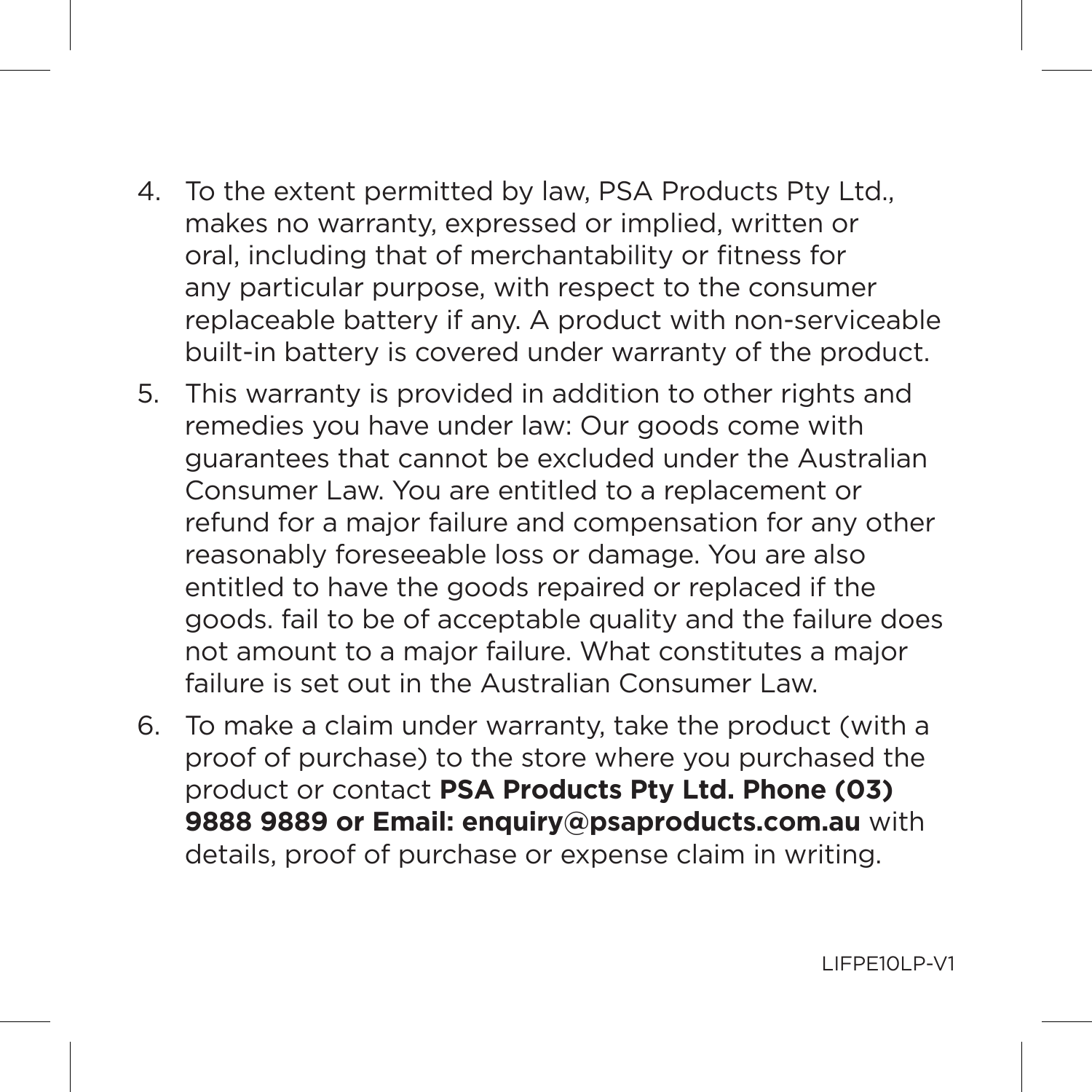4. To the extent permitted by law, PSA Products Pty Ltd., makes no warranty, expressed or implied, written or oral, including that of merchantability or fitness for any particular purpose, with respect to the consumer replaceable battery if any. A product with non-serviceable built-in battery is covered under warranty of the product.
5. This warranty is provided in addition to other rights and remedies you have under law: Our goods come with guarantees that cannot be excluded under the Australian Consumer Law. You are entitled to a replacement or refund for a major failure and compensation for any other reasonably foreseeable loss or damage. You are also entitled to have the goods repaired or replaced if the goods. fail to be of acceptable quality and the failure does not amount to a major failure. What constitutes a major failure is set out in the Australian Consumer Law.
6. To make a claim under warranty, take the product (with a proof of purchase) to the store where you purchased the product or contact **PSA Products Pty Ltd. Phone (03) 9888 9889 or Email: enquiry@psaproducts.com.au** with details, proof of purchase or expense claim in writing.

LIFPE10LP-V1